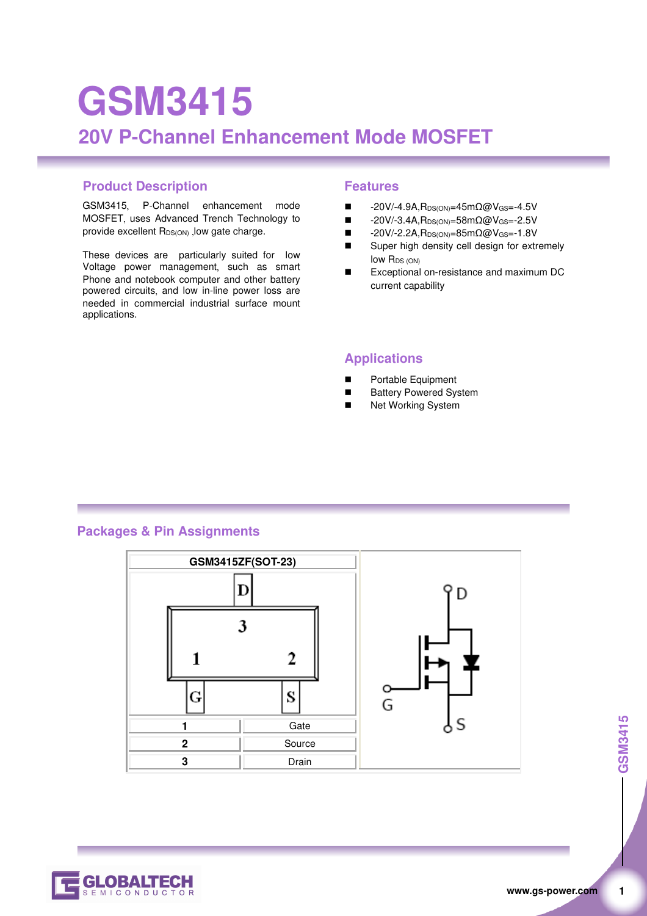# GSM3415

## 20V P-Channel Enhancement Mode MOSFET

### Product Description

GSM3415, P-Channel enhancement mode MOSFET, uses Advanced Trench Technology to provide excellent $R_{DS(ON)}$ ,low gate charge.

These devices are particularly suited for low Voltage power management, such as smart Phone and notebook computer and other battery powered circuits, and low in-line power loss are needed in commercial industrial surface mount applications.

### Features

- -20V/-4.9A, $R_{DS(ON)}$=45mΩ@$V_{GS}$=-4.5V
- -20V/-3.4A, $R_{DS(ON)}$=58mΩ@$V_{GS}$=-2.5V
- -20V/-2.2A, $R_{DS(ON)}$=85mΩ@$V_{GS}$=-1.8V
- Super high density cell design for extremely low $R_{DS\ (ON)}$
- Exceptional on-resistance and maximum DC current capability

### Applications

- Portable Equipment
- Battery Powered System
- Net Working System

### Packages & Pin Assignments

GSM3415ZF(SOT-23)

D
3
1 2
G S

| | |
|---|---|
| 1 | Gate |
| 2 | Source |
| 3 | Drain |

D
G
S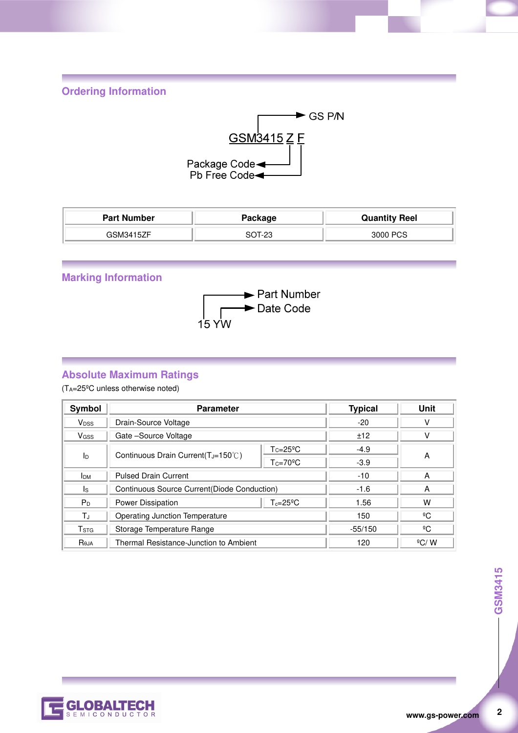## Ordering Information

GSM3415 Z F

- GS P/N
- Package Code
- Pb Free Code

| Part Number | Package | Quantity Reel |
|---|---|---|
| GSM3415ZF | SOT-23 | 3000 PCS |

## Marking Information

15 YW

- Part Number
- Date Code

## Absolute Maximum Ratings

($T_A$=25ºC unless otherwise noted)

| Symbol | Parameter | | Typical | Unit |
|---|---|---|---|---|
| $V_{DSS}$ | Drain-Source Voltage | | -20 | V |
| $V_{GSS}$ | Gate –Source Voltage | | ±12 | V |
| $I_D$ | Continuous Drain Current($T_J$=150℃) | $T_C$=25ºC | -4.9 | A |
| | | $T_C$=70ºC | -3.9 | |
| $I_{DM}$ | Pulsed Drain Current | | -10 | A |
| $I_S$ | Continuous Source Current(Diode Conduction) | | -1.6 | A |
| $P_D$ | Power Dissipation | $T_c$=25ºC | 1.56 | W |
| $T_J$ | Operating Junction Temperature | | 150 | ºC |
| $T_{STG}$ | Storage Temperature Range | | -55/150 | ºC |
| $R_{\theta JA}$ | Thermal Resistance-Junction to Ambient | | 120 | ºC/ W |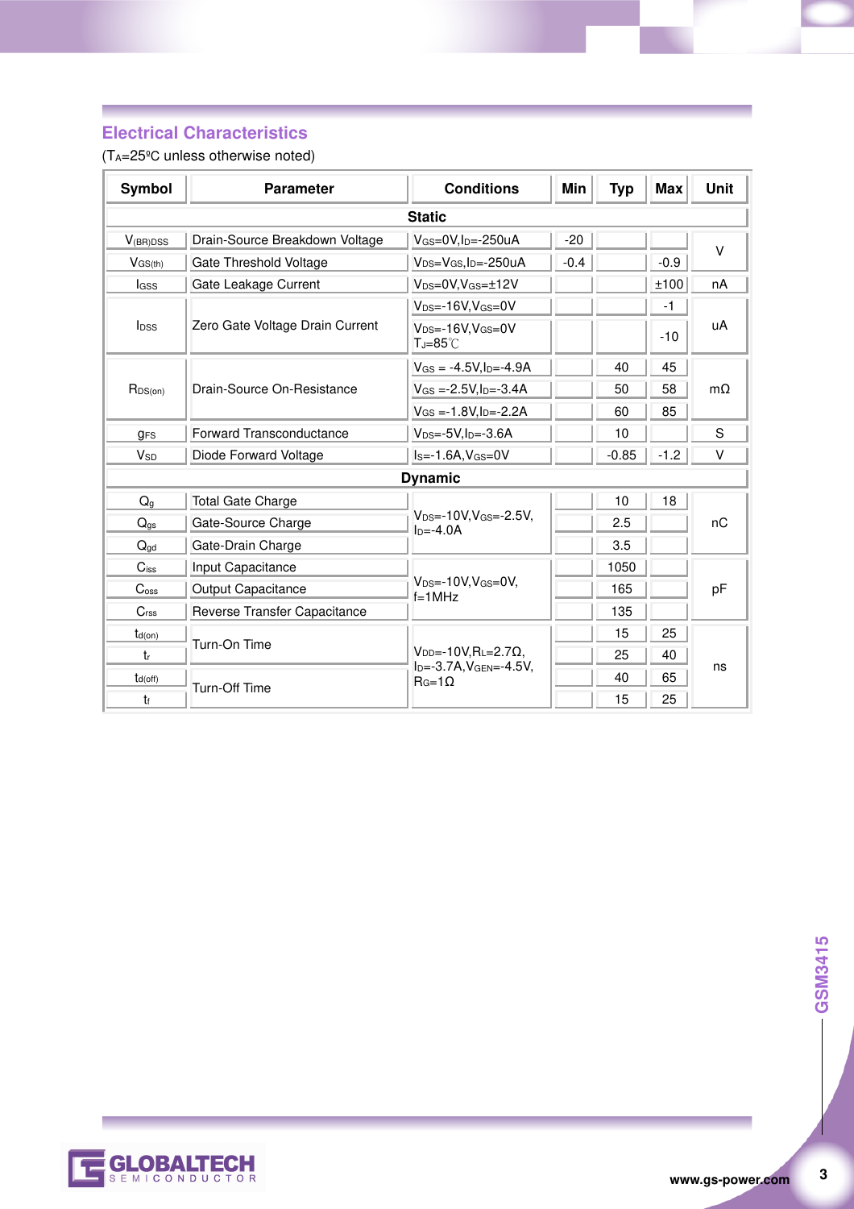## Electrical Characteristics

($T_A$=25ºC unless otherwise noted)

| Symbol | Parameter | Conditions | Min | Typ | Max | Unit |
|---|---|---|---|---|---|---|
| **Static** | | | | | | |
| $V_{(BR)DSS}$ | Drain-Source Breakdown Voltage | $V_{GS}$=0V,$I_D$=-250uA | -20 | | | V |
| $V_{GS(th)}$ | Gate Threshold Voltage | $V_{DS}$=$V_{GS}$,$I_D$=-250uA | -0.4 | | -0.9 | V |
| $I_{GSS}$ | Gate Leakage Current | $V_{DS}$=0V,$V_{GS}$=±12V | | | ±100 | nA |
| $I_{DSS}$ | Zero Gate Voltage Drain Current | $V_{DS}$=-16V,$V_{GS}$=0V | | | -1 | uA |
| | | $V_{DS}$=-16V,$V_{GS}$=0V $T_J$=85℃ | | | -10 | uA |
| $R_{DS(on)}$ | Drain-Source On-Resistance | $V_{GS}$ = -4.5V,$I_D$=-4.9A | | 40 | 45 | mΩ |
| | | $V_{GS}$ =-2.5V,$I_D$=-3.4A | | 50 | 58 | mΩ |
| | | $V_{GS}$ =-1.8V,$I_D$=-2.2A | | 60 | 85 | mΩ |
| $g_{FS}$ | Forward Transconductance | $V_{DS}$=-5V,$I_D$=-3.6A | | 10 | | S |
| $V_{SD}$ | Diode Forward Voltage | $I_S$=-1.6A,$V_{GS}$=0V | | -0.85 | -1.2 | V |
| **Dynamic** | | | | | | |
| $Q_g$ | Total Gate Charge | $V_{DS}$=-10V,$V_{GS}$=-2.5V, $I_D$=-4.0A | | 10 | 18 | nC |
| $Q_{gs}$ | Gate-Source Charge | | | 2.5 | | nC |
| $Q_{gd}$ | Gate-Drain Charge | | | 3.5 | | nC |
| $C_{iss}$ | Input Capacitance | $V_{DS}$=-10V,$V_{GS}$=0V, f=1MHz | | 1050 | | pF |
| $C_{oss}$ | Output Capacitance | | | 165 | | pF |
| $C_{rss}$ | Reverse Transfer Capacitance | | | 135 | | pF |
| $t_{d(on)}$ | Turn-On Time | $V_{DD}$=-10V,$R_L$=2.7Ω, $I_D$=-3.7A,$V_{GEN}$=-4.5V, $R_G$=1Ω | | 15 | 25 | ns |
| $t_r$ | | | | 25 | 40 | ns |
| $t_{d(off)}$ | Turn-Off Time | | | 40 | 65 | ns |
| $t_f$ | | | | 15 | 25 | ns |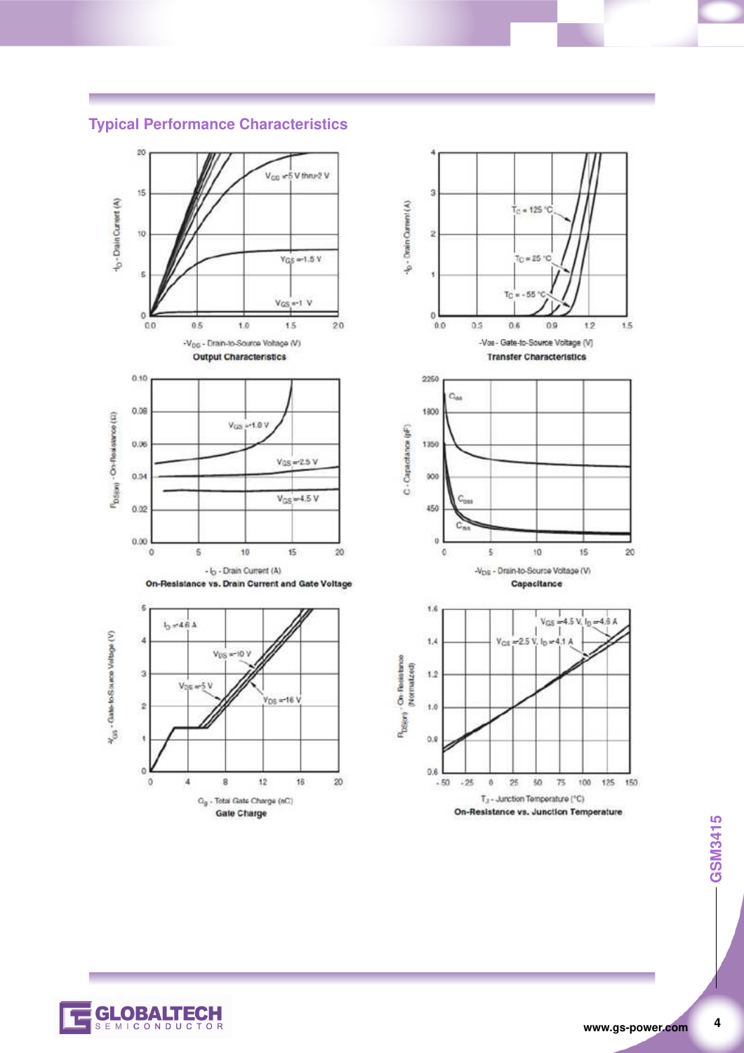## Typical Performance Characteristics

$V_{GS}$ =5 V thru 2 V

$V_{GS}$ =1.5 V

$V_{GS}$ =1 V

20
15
10
5
0

0.0 0.5 1.0 1.5 2.0

$-I_D$ - Drain Current (A)

$-V_{DS}$ - Drain-to-Source Voltage (V)

**Output Characteristics**

$T_C$ = 125 °C

$T_C$ = 25 °C

$T_C$ = - 55 °C

4
3
2
1
0

0.0 0.3 0.6 0.9 1.2 1.5

$-I_D$ - Drain Current (A)

$-V_{GS}$ - Gate-to-Source Voltage (V)

**Transfer Characteristics**

$V_{GS}$ =1.8 V

$V_{GS}$ =2.5 V

$V_{GS}$ =4.5 V

0.10
0.08
0.06
0.04
0.02
0.00

0 5 10 15 20

$R_{DS(on)}$ - On-Resistance (Ω)

$-I_D$ - Drain Current (A)

**On-Resistance vs. Drain Current and Gate Voltage**

$C_{iss}$

$C_{oss}$

$C_{rss}$

2250
1800
1350
900
450
0

0 5 10 15 20

C - Capacitance (pF)

$-V_{DS}$ - Drain-to-Source Voltage (V)

**Capacitance**

$I_D$ =4.6 A

$V_{DS}$ =10 V

$V_{DS}$ =5 V

$V_{DS}$ =16 V

5
4
3
2
1
0

0 4 8 12 16 20

$-V_{GS}$ - Gate-to-Source Voltage (V)

$Q_g$ - Total Gate Charge (nC)

**Gate Charge**

$V_{GS}$ =4.5 V, $I_D$ =4.6 A

$V_{GS}$ =2.5 V, $I_D$ =4.1 A

1.6
1.4
1.2
1.0
0.8
0.6

-50 -25 0 25 50 75 100 125 150

$R_{DS(on)}$ - On-Resistance (Normalized)

$T_J$ - Junction Temperature (°C)

**On-Resistance vs. Junction Temperature**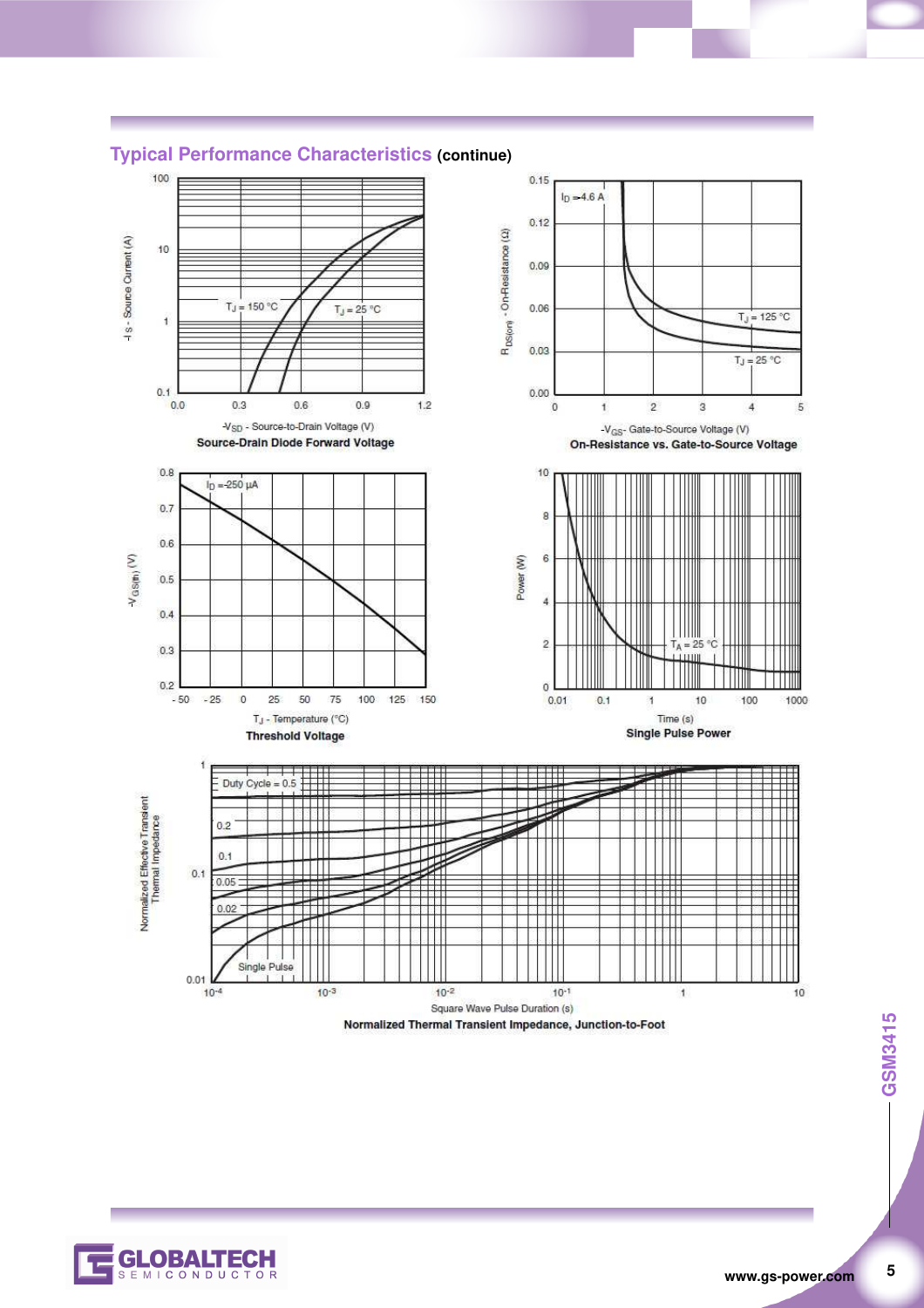## Typical Performance Characteristics (continue)

-$I_S$ - Source Current (A)

100
10
1
0.1

0.0 0.3 0.6 0.9 1.2

$T_J$ = 150 °C

$T_J$ = 25 °C

-$V_{SD}$ - Source-to-Drain Voltage (V)

**Source-Drain Diode Forward Voltage**

$R_{DS(on)}$ - On-Resistance (Ω)

0.15
0.12
0.09
0.06
0.03
0.00

0 1 2 3 4 5

$I_D$ = 4.6 A

$T_J$ = 125 °C

$T_J$ = 25 °C

-$V_{GS}$- Gate-to-Source Voltage (V)

**On-Resistance vs. Gate-to-Source Voltage**

-$V_{GS(th)}$ (V)

0.8
0.7
0.6
0.5
0.4
0.3
0.2

- 50 - 25 0 25 50 75 100 125 150

$I_D$ = -250 µA

$T_J$ - Temperature (°C)

**Threshold Voltage**

Power (W)

10
8
6
4
2
0

0.01 0.1 1 10 100 1000

$T_A$ = 25 °C

Time (s)

**Single Pulse Power**

Normalized Effective Transient Thermal Impedance

1
0.1
0.01

$10^{-4}$ $10^{-3}$ $10^{-2}$ $10^{-1}$ 1 10

Duty Cycle = 0.5

0.2

0.1

0.05

0.02

Single Pulse

Square Wave Pulse Duration (s)

**Normalized Thermal Transient Impedance, Junction-to-Foot**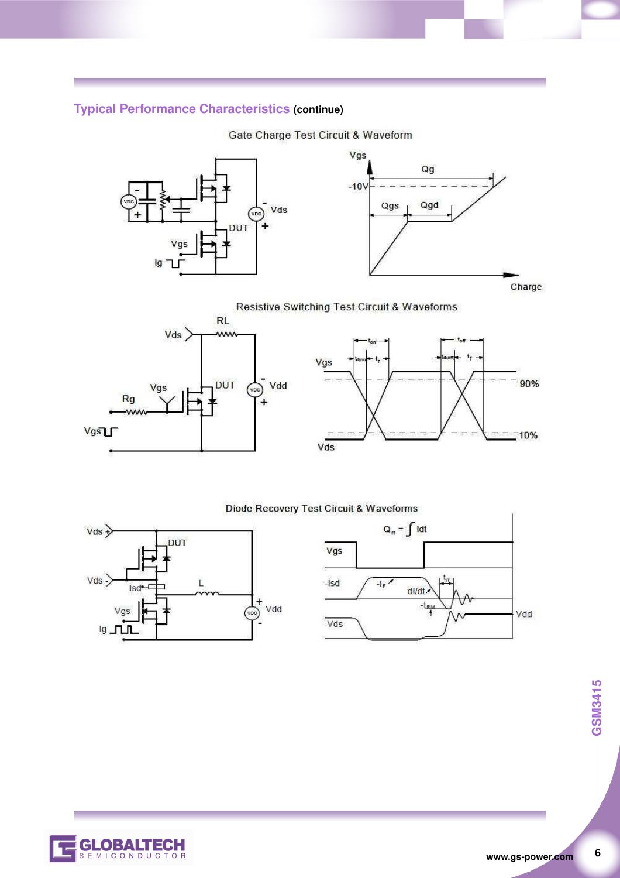## Typical Performance Characteristics (continue)

Gate Charge Test Circuit & Waveform

VDC
Vds
DUT
Vgs
Ig

Vgs
Qg
-10V
Qgs
Qgd
Charge

Resistive Switching Test Circuit & Waveforms

RL
Vds
DUT
Vgs
Rg
VDC
Vdd
Vgs

$t_{on}$
$t_{d(on)}$
$t_r$
$t_{off}$
$t_{d(off)}$
$t_f$
Vgs
90%
Vds
10%

Diode Recovery Test Circuit & Waveforms

Vds +
DUT
Vds -
Isd
L
Vgs
Ig
VDC
Vdd

$Q_{rr} = -\int Idt$
Vgs
-Isd
$-I_F$
dI/dt
$t_{rr}$
$-I_{RM}$
-Vds
Vdd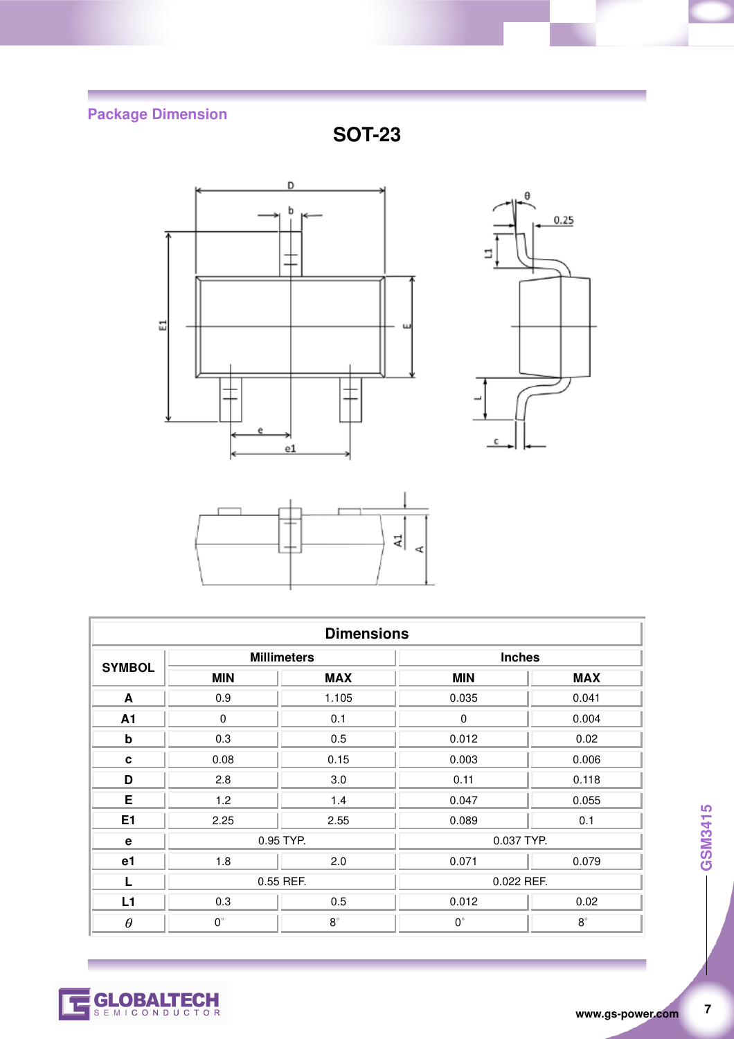## Package Dimension

### SOT-23

| Dimensions | | | | |
|---|---|---|---|---|
| SYMBOL | Millimeters | | Inches | |
| | MIN | MAX | MIN | MAX |
| A | 0.9 | 1.105 | 0.035 | 0.041 |
| A1 | 0 | 0.1 | 0 | 0.004 |
| b | 0.3 | 0.5 | 0.012 | 0.02 |
| c | 0.08 | 0.15 | 0.003 | 0.006 |
| D | 2.8 | 3.0 | 0.11 | 0.118 |
| E | 1.2 | 1.4 | 0.047 | 0.055 |
| E1 | 2.25 | 2.55 | 0.089 | 0.1 |
| e | 0.95 TYP. | | 0.037 TYP. | |
| e1 | 1.8 | 2.0 | 0.071 | 0.079 |
| L | 0.55 REF. | | 0.022 REF. | |
| L1 | 0.3 | 0.5 | 0.012 | 0.02 |
| $\theta$ | 0° | 8° | 0° | 8° |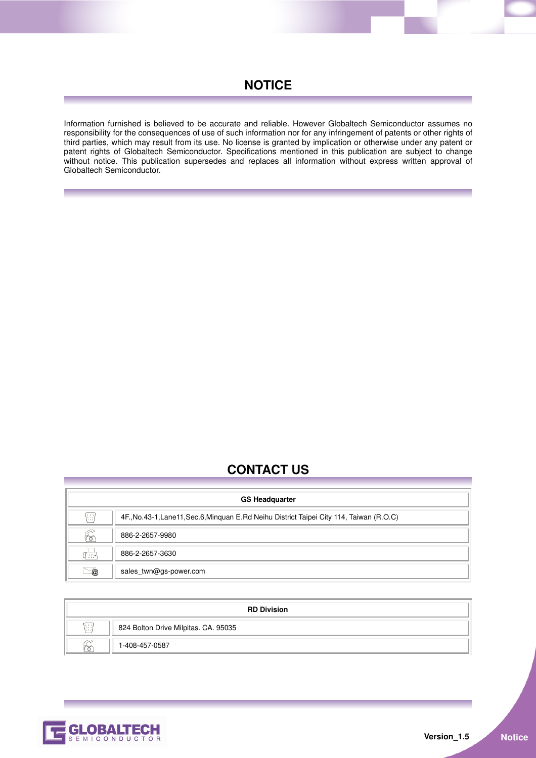## NOTICE

Information furnished is believed to be accurate and reliable. However Globaltech Semiconductor assumes no responsibility for the consequences of use of such information nor for any infringement of patents or other rights of third parties, which may result from its use. No license is granted by implication or otherwise under any patent or patent rights of Globaltech Semiconductor. Specifications mentioned in this publication are subject to change without notice. This publication supersedes and replaces all information without express written approval of Globaltech Semiconductor.

## CONTACT US

| GS Headquarter | |
|---|---|
| Address | 4F.,No.43-1,Lane11,Sec.6,Minquan E.Rd Neihu District Taipei City 114, Taiwan (R.O.C) |
| Tel | 886-2-2657-9980 |
| Fax | 886-2-2657-3630 |
| Email | sales_twn@gs-power.com |

| RD Division | |
|---|---|
| Address | 824 Bolton Drive Milpitas. CA. 95035 |
| Tel | 1-408-457-0587 |

Version_1.5